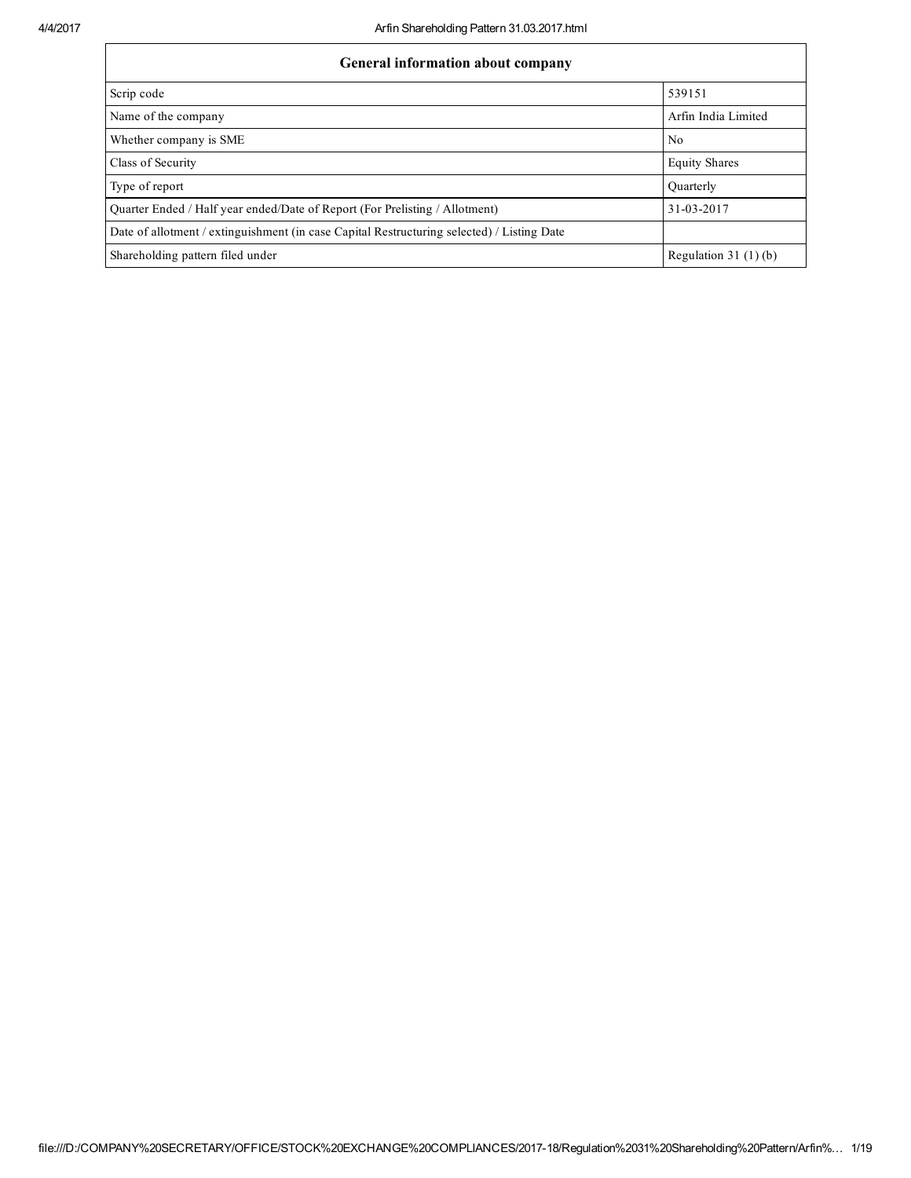| General information about company | |
|---|---|
| Scrip code | 539151 |
| Name of the company | Arfin India Limited |
| Whether company is SME | No |
| Class of Security | Equity Shares |
| Type of report | Quarterly |
| Quarter Ended / Half year ended/Date of Report (For Prelisting / Allotment) | 31-03-2017 |
| Date of allotment / extinguishment (in case Capital Restructuring selected) / Listing Date | |
| Shareholding pattern filed under | Regulation 31 (1) (b) |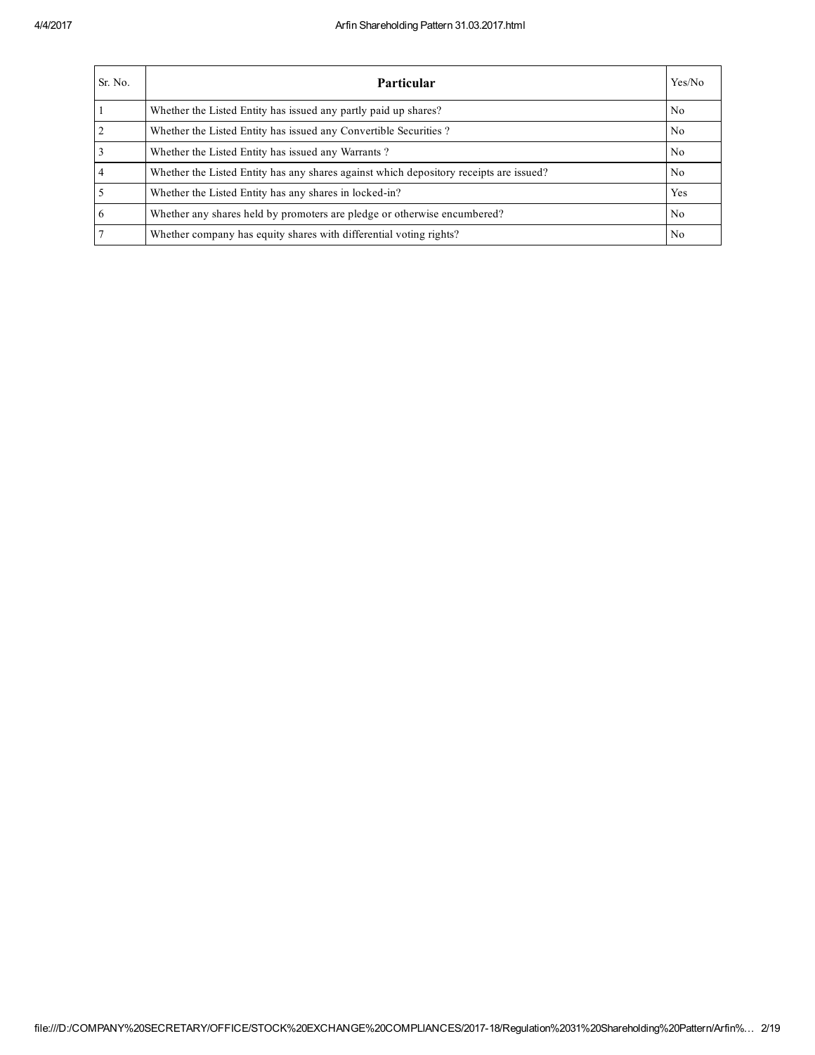| Sr. No. | Particular | Yes/No |
|---|---|---|
| 1 | Whether the Listed Entity has issued any partly paid up shares? | No |
| 2 | Whether the Listed Entity has issued any Convertible Securities ? | No |
| 3 | Whether the Listed Entity has issued any Warrants ? | No |
| 4 | Whether the Listed Entity has any shares against which depository receipts are issued? | No |
| 5 | Whether the Listed Entity has any shares in locked-in? | Yes |
| 6 | Whether any shares held by promoters are pledge or otherwise encumbered? | No |
| 7 | Whether company has equity shares with differential voting rights? | No |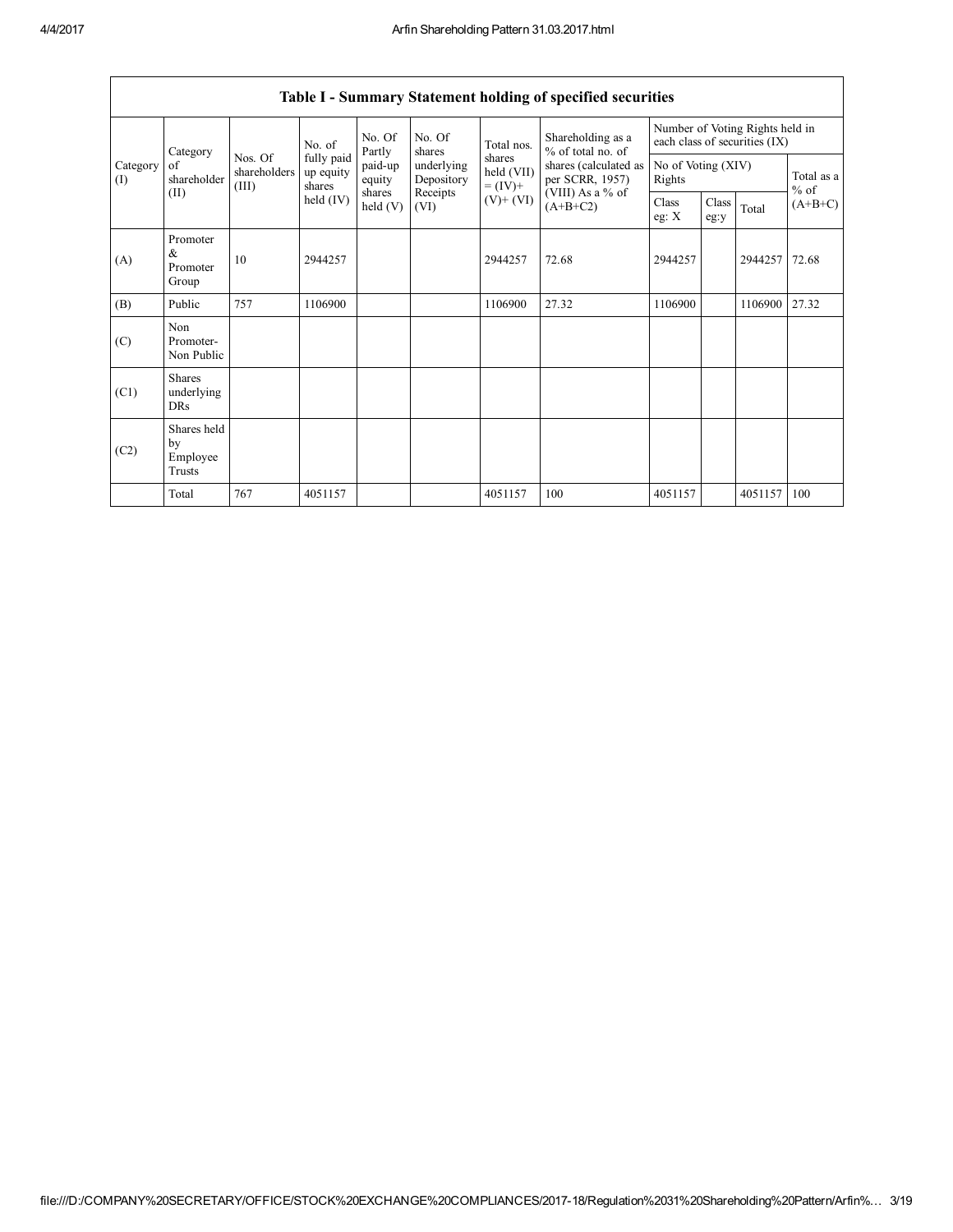## Table I - Summary Statement holding of specified securities

| Category (I) | Category of shareholder (II) | Nos. Of shareholders (III) | No. of fully paid up equity shares held (IV) | No. Of Partly paid-up equity shares held (V) | No. Of shares underlying Depository Receipts (VI) | Total nos. shares held (VII) = (IV)+ (V)+ (VI) | Shareholding as a % of total no. of shares (calculated as per SCRR, 1957) (VIII) As a % of (A+B+C2) | Number of Voting Rights held in each class of securities (IX) | | | |
|---|---|---|---|---|---|---|---|---|---|---|---|
| | | | | | | | | No of Voting (XIV) Rights | | | Total as a % of (A+B+C) |
| | | | | | | | | Class eg: X | Class eg:y | Total | |
| (A) | Promoter & Promoter Group | 10 | 2944257 | | | 2944257 | 72.68 | 2944257 | | 2944257 | 72.68 |
| (B) | Public | 757 | 1106900 | | | 1106900 | 27.32 | 1106900 | | 1106900 | 27.32 |
| (C) | Non Promoter- Non Public | | | | | | | | | | |
| (C1) | Shares underlying DRs | | | | | | | | | | |
| (C2) | Shares held by Employee Trusts | | | | | | | | | | |
| | Total | 767 | 4051157 | | | 4051157 | 100 | 4051157 | | 4051157 | 100 |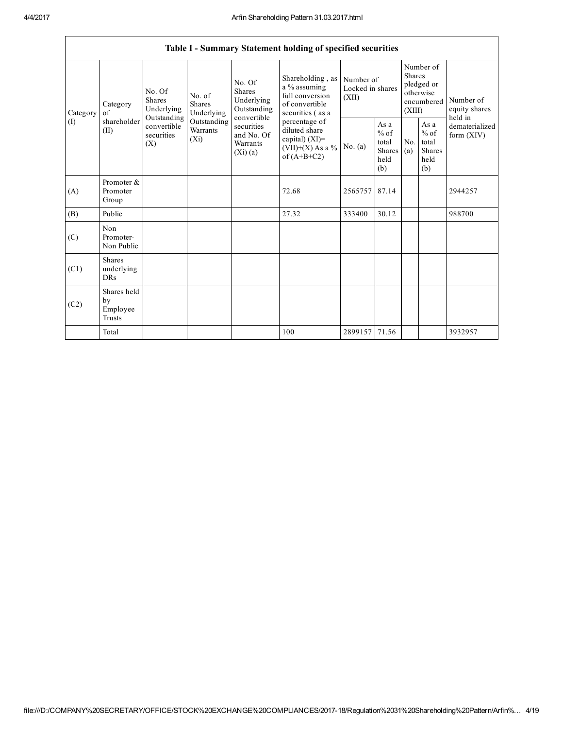| Table I - Summary Statement holding of specified securities | | | | | | | | | | | |
|---|---|---|---|---|---|---|---|---|---|---|---|
| Category (I) | Category of shareholder (II) | No. Of Shares Underlying Outstanding convertible securities (X) | No. of Shares Underlying Outstanding Warrants (Xi) | No. Of Shares Underlying Outstanding convertible securities and No. Of Warrants (Xi) (a) | Shareholding , as a % assuming full conversion of convertible securities ( as a percentage of diluted share capital) (XI)= (VII)+(X) As a % of (A+B+C2) | Number of Locked in shares (XII) | | Number of Shares pledged or otherwise encumbered (XIII) | | Number of equity shares held in dematerialized form (XIV) |
| | | | | | | No. (a) | As a % of total Shares held (b) | No. (a) | As a % of total Shares held (b) | |
| (A) | Promoter & Promoter Group | | | | 72.68 | 2565757 | 87.14 | | | 2944257 |
| (B) | Public | | | | 27.32 | 333400 | 30.12 | | | 988700 |
| (C) | Non Promoter- Non Public | | | | | | | | | |
| (C1) | Shares underlying DRs | | | | | | | | | |
| (C2) | Shares held by Employee Trusts | | | | | | | | | |
| | Total | | | | 100 | 2899157 | 71.56 | | | 3932957 |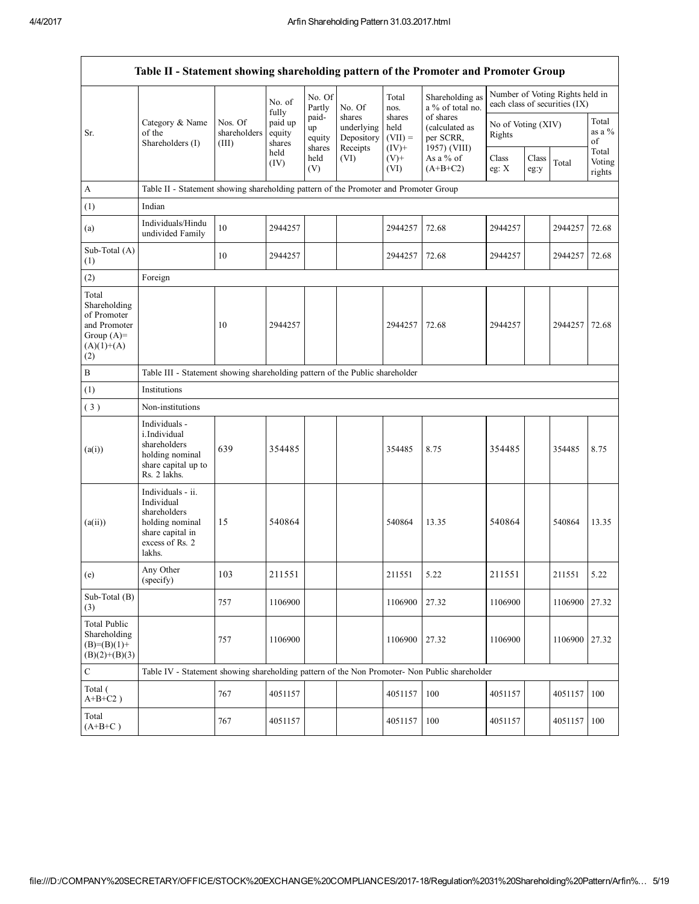## Table II - Statement showing shareholding pattern of the Promoter and Promoter Group

| Sr. | Category & Name of the Shareholders (I) | Nos. Of shareholders (III) | No. of fully paid up equity shares held (IV) | No. Of Partly paid-up equity shares held (V) | No. Of shares underlying Depository Receipts (VI) | Total nos. shares held (VII) = (IV)+ (V)+ (VI) | Shareholding as a % of total no. of shares (calculated as per SCRR, 1957) (VIII) As a % of (A+B+C2) | Number of Voting Rights held in each class of securities (IX) | | | |
|---|---|---|---|---|---|---|---|---|---|---|---|
| | | | | | | | | No of Voting (XIV) Rights | | | Total as a % of Total Voting rights |
| | | | | | | | | Class eg: X | Class eg:y | Total | |
| A | Table II - Statement showing shareholding pattern of the Promoter and Promoter Group | | | | | | | | | | |
| (1) | Indian | | | | | | | | | | |
| (a) | Individuals/Hindu undivided Family | 10 | 2944257 | | | 2944257 | 72.68 | 2944257 | | 2944257 | 72.68 |
| Sub-Total (A) (1) | | 10 | 2944257 | | | 2944257 | 72.68 | 2944257 | | 2944257 | 72.68 |
| (2) | Foreign | | | | | | | | | | |
| Total Shareholding of Promoter and Promoter Group (A)= (A)(1)+(A)(2) | | 10 | 2944257 | | | 2944257 | 72.68 | 2944257 | | 2944257 | 72.68 |
| B | Table III - Statement showing shareholding pattern of the Public shareholder | | | | | | | | | | |
| (1) | Institutions | | | | | | | | | | |
| (3) | Non-institutions | | | | | | | | | | |
| (a(i)) | Individuals - i.Individual shareholders holding nominal share capital up to Rs. 2 lakhs. | 639 | 354485 | | | 354485 | 8.75 | 354485 | | 354485 | 8.75 |
| (a(ii)) | Individuals - ii. Individual shareholders holding nominal share capital in excess of Rs. 2 lakhs. | 15 | 540864 | | | 540864 | 13.35 | 540864 | | 540864 | 13.35 |
| (e) | Any Other (specify) | 103 | 211551 | | | 211551 | 5.22 | 211551 | | 211551 | 5.22 |
| Sub-Total (B) (3) | | 757 | 1106900 | | | 1106900 | 27.32 | 1106900 | | 1106900 | 27.32 |
| Total Public Shareholding (B)=(B)(1)+(B)(2)+(B)(3) | | 757 | 1106900 | | | 1106900 | 27.32 | 1106900 | | 1106900 | 27.32 |
| C | Table IV - Statement showing shareholding pattern of the Non Promoter- Non Public shareholder | | | | | | | | | | |
| Total ( A+B+C2 ) | | 767 | 4051157 | | | 4051157 | 100 | 4051157 | | 4051157 | 100 |
| Total (A+B+C ) | | 767 | 4051157 | | | 4051157 | 100 | 4051157 | | 4051157 | 100 |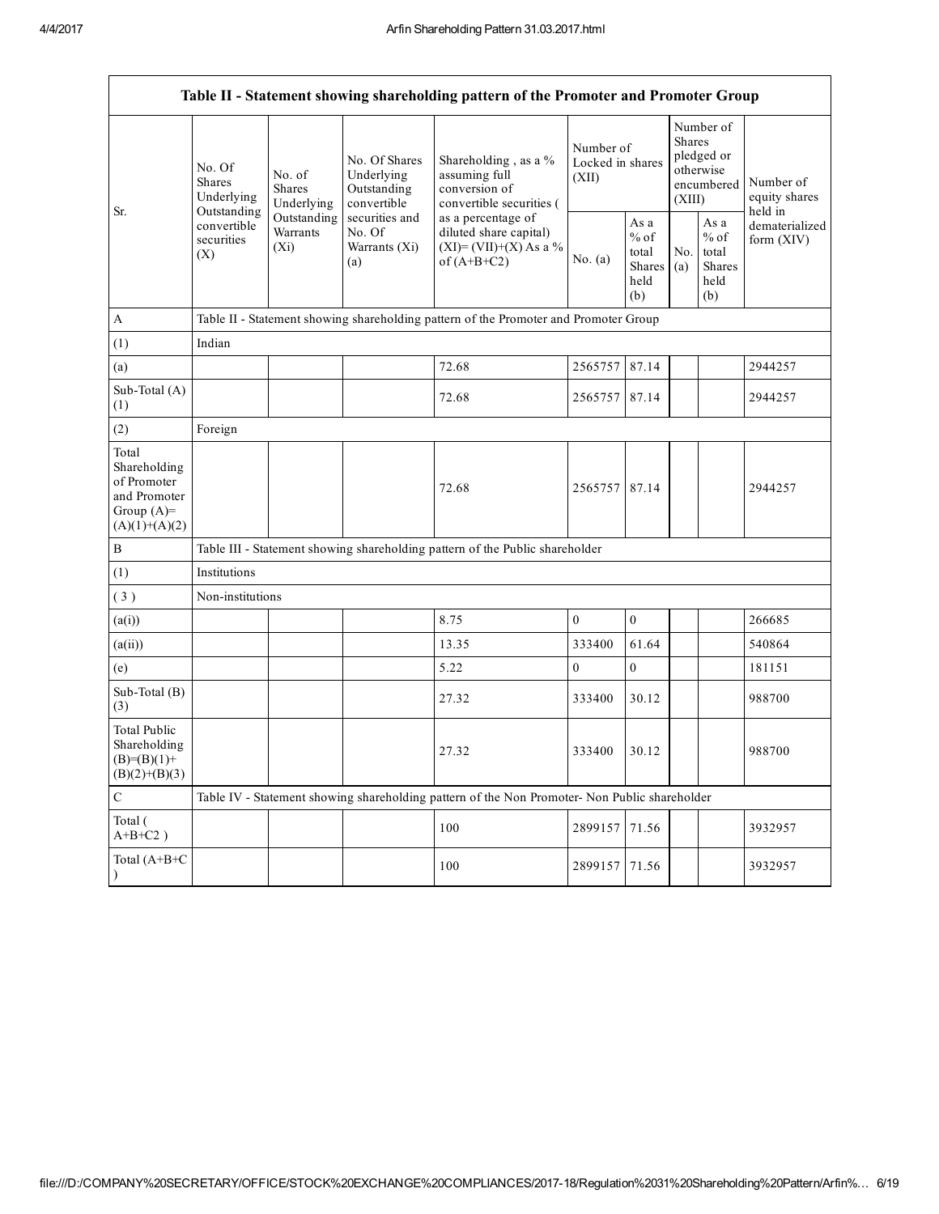| Table II - Statement showing shareholding pattern of the Promoter and Promoter Group | | | | | | | | | |
|---|---|---|---|---|---|---|---|---|---|
| Sr. | No. Of Shares Underlying Outstanding convertible securities (X) | No. of Shares Underlying Outstanding Warrants (Xi) | No. Of Shares Underlying Outstanding convertible securities and No. Of Warrants (Xi) (a) | Shareholding , as a % assuming full conversion of convertible securities ( as a percentage of diluted share capital) (XI)= (VII)+(X) As a % of (A+B+C2) | Number of Locked in shares (XII) | | Number of Shares pledged or otherwise encumbered (XIII) | | Number of equity shares held in dematerialized form (XIV) |
| | | | | | No. (a) | As a % of total Shares held (b) | No. (a) | As a % of total Shares held (b) | |
| A | Table II - Statement showing shareholding pattern of the Promoter and Promoter Group | | | | | | | | |
| (1) | Indian | | | | | | | | |
| (a) | | | | 72.68 | 2565757 | 87.14 | | | 2944257 |
| Sub-Total (A) (1) | | | | 72.68 | 2565757 | 87.14 | | | 2944257 |
| (2) | Foreign | | | | | | | | |
| Total Shareholding of Promoter and Promoter Group (A)= (A)(1)+(A)(2) | | | | 72.68 | 2565757 | 87.14 | | | 2944257 |
| B | Table III - Statement showing shareholding pattern of the Public shareholder | | | | | | | | |
| (1) | Institutions | | | | | | | | |
| ( 3 ) | Non-institutions | | | | | | | | |
| (a(i)) | | | | 8.75 | 0 | 0 | | | 266685 |
| (a(ii)) | | | | 13.35 | 333400 | 61.64 | | | 540864 |
| (e) | | | | 5.22 | 0 | 0 | | | 181151 |
| Sub-Total (B) (3) | | | | 27.32 | 333400 | 30.12 | | | 988700 |
| Total Public Shareholding (B)=(B)(1)+(B)(2)+(B)(3) | | | | 27.32 | 333400 | 30.12 | | | 988700 |
| C | Table IV - Statement showing shareholding pattern of the Non Promoter- Non Public shareholder | | | | | | | | |
| Total ( A+B+C2 ) | | | | 100 | 2899157 | 71.56 | | | 3932957 |
| Total (A+B+C ) | | | | 100 | 2899157 | 71.56 | | | 3932957 |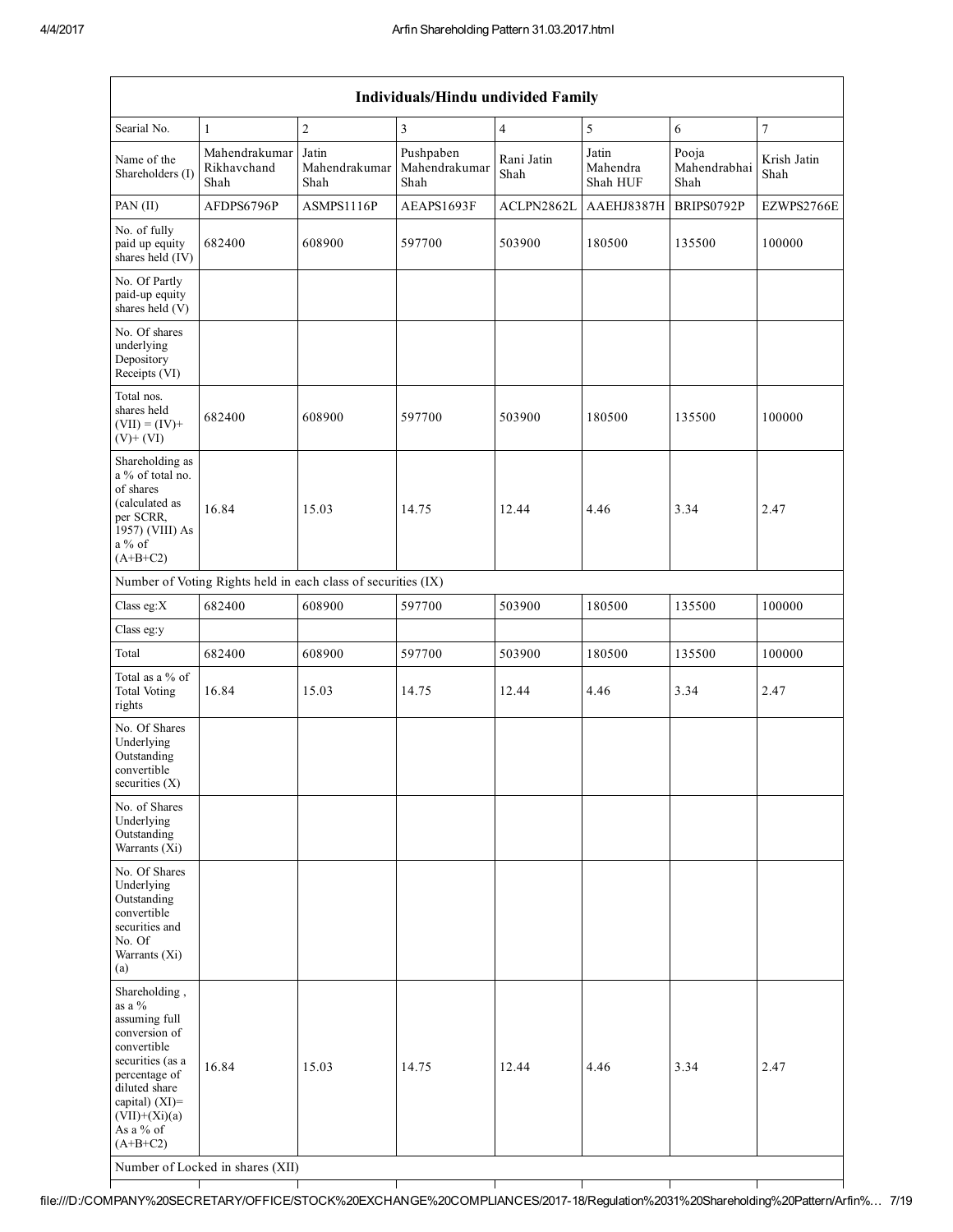| Individuals/Hindu undivided Family | | | | | | | |
|---|---|---|---|---|---|---|---|
| Searial No. | 1 | 2 | 3 | 4 | 5 | 6 | 7 |
| Name of the Shareholders (I) | Mahendrakumar Rikhavchand Shah | Jatin Mahendrakumar Shah | Pushpaben Mahendrakumar Shah | Rani Jatin Shah | Jatin Mahendra Shah HUF | Pooja Mahendrabhai Shah | Krish Jatin Shah |
| PAN (II) | AFDPS6796P | ASMPS1116P | AEAPS1693F | ACLPN2862L | AAEHJ8387H | BRIPS0792P | EZWPS2766E |
| No. of fully paid up equity shares held (IV) | 682400 | 608900 | 597700 | 503900 | 180500 | 135500 | 100000 |
| No. Of Partly paid-up equity shares held (V) | | | | | | | |
| No. Of shares underlying Depository Receipts (VI) | | | | | | | |
| Total nos. shares held (VII) = (IV)+ (V)+ (VI) | 682400 | 608900 | 597700 | 503900 | 180500 | 135500 | 100000 |
| Shareholding as a % of total no. of shares (calculated as per SCRR, 1957) (VIII) As a % of (A+B+C2) | 16.84 | 15.03 | 14.75 | 12.44 | 4.46 | 3.34 | 2.47 |
| Number of Voting Rights held in each class of securities (IX) | | | | | | | |
| Class eg:X | 682400 | 608900 | 597700 | 503900 | 180500 | 135500 | 100000 |
| Class eg:y | | | | | | | |
| Total | 682400 | 608900 | 597700 | 503900 | 180500 | 135500 | 100000 |
| Total as a % of Total Voting rights | 16.84 | 15.03 | 14.75 | 12.44 | 4.46 | 3.34 | 2.47 |
| No. Of Shares Underlying Outstanding convertible securities (X) | | | | | | | |
| No. of Shares Underlying Outstanding Warrants (Xi) | | | | | | | |
| No. Of Shares Underlying Outstanding convertible securities and No. Of Warrants (Xi) (a) | | | | | | | |
| Shareholding , as a % assuming full conversion of convertible securities (as a percentage of diluted share capital) (XI)= (VII)+(Xi)(a) As a % of (A+B+C2) | 16.84 | 15.03 | 14.75 | 12.44 | 4.46 | 3.34 | 2.47 |
| Number of Locked in shares (XII) | | | | | | | |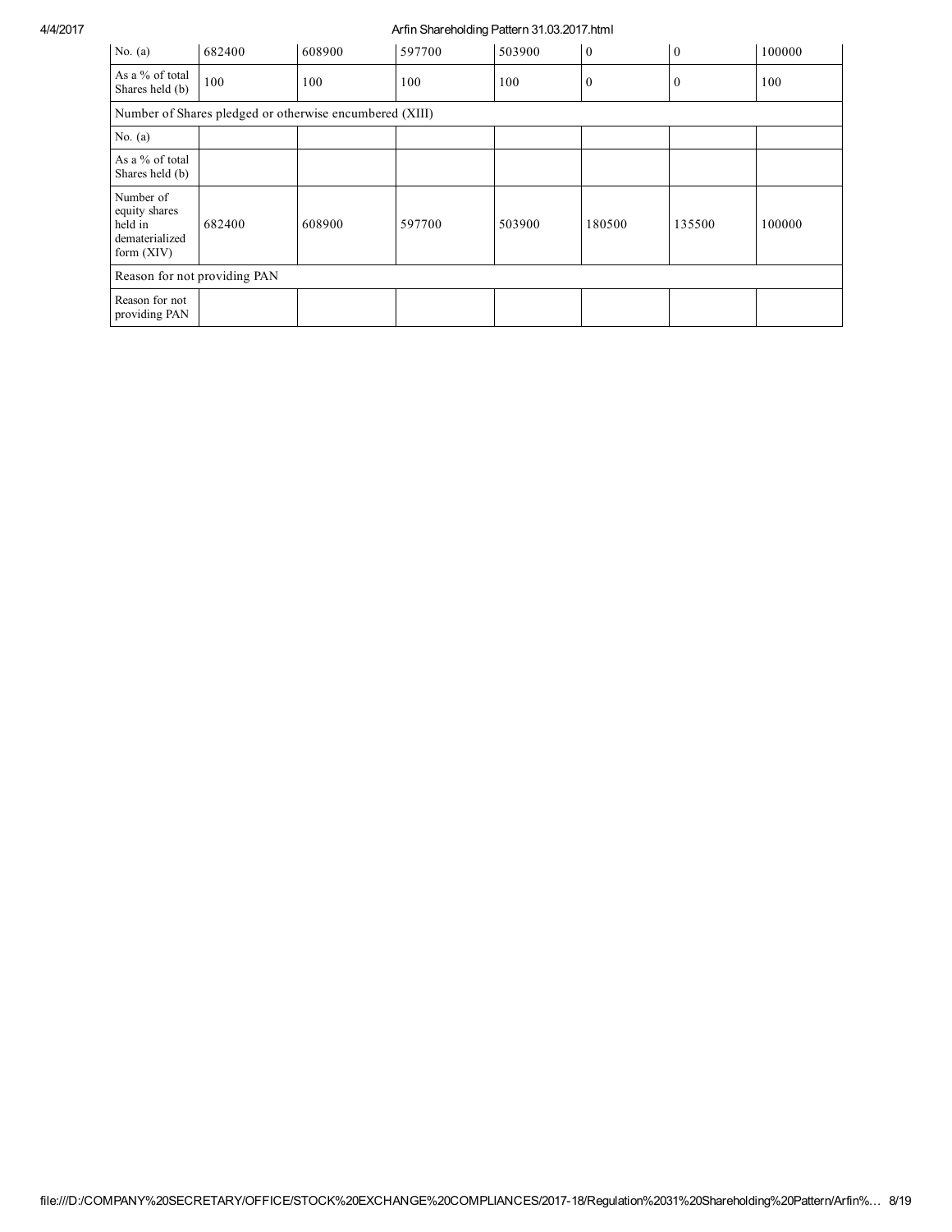| No. (a) | 682400 | 608900 | 597700 | 503900 | 0 | 0 | 100000 |
|---|---|---|---|---|---|---|---|
| As a % of total Shares held (b) | 100 | 100 | 100 | 100 | 0 | 0 | 100 |
| Number of Shares pledged or otherwise encumbered (XIII) | | | | | | | |
| No. (a) | | | | | | | |
| As a % of total Shares held (b) | | | | | | | |
| Number of equity shares held in dematerialized form (XIV) | 682400 | 608900 | 597700 | 503900 | 180500 | 135500 | 100000 |
| Reason for not providing PAN | | | | | | | |
| Reason for not providing PAN | | | | | | | |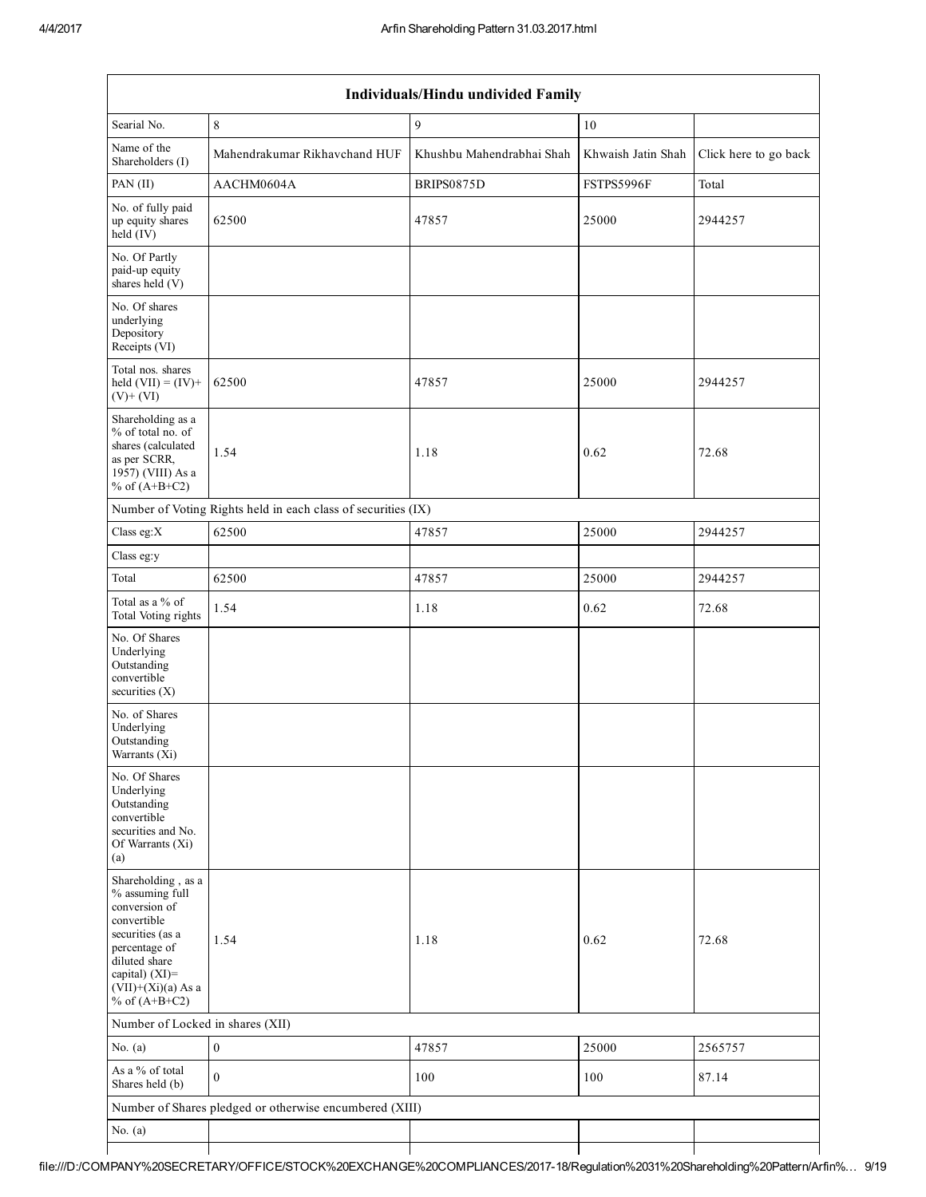| Individuals/Hindu undivided Family | | | | |
|---|---|---|---|---|
| Searial No. | 8 | 9 | 10 | |
| Name of the Shareholders (I) | Mahendrakumar Rikhavchand HUF | Khushbu Mahendrabhai Shah | Khwaish Jatin Shah | Click here to go back |
| PAN (II) | AACHM0604A | BRIPS0875D | FSTPS5996F | Total |
| No. of fully paid up equity shares held (IV) | 62500 | 47857 | 25000 | 2944257 |
| No. Of Partly paid-up equity shares held (V) | | | | |
| No. Of shares underlying Depository Receipts (VI) | | | | |
| Total nos. shares held (VII) = (IV)+ (V)+ (VI) | 62500 | 47857 | 25000 | 2944257 |
| Shareholding as a % of total no. of shares (calculated as per SCRR, 1957) (VIII) As a % of (A+B+C2) | 1.54 | 1.18 | 0.62 | 72.68 |
| Number of Voting Rights held in each class of securities (IX) | | | | |
| Class eg:X | 62500 | 47857 | 25000 | 2944257 |
| Class eg:y | | | | |
| Total | 62500 | 47857 | 25000 | 2944257 |
| Total as a % of Total Voting rights | 1.54 | 1.18 | 0.62 | 72.68 |
| No. Of Shares Underlying Outstanding convertible securities (X) | | | | |
| No. of Shares Underlying Outstanding Warrants (Xi) | | | | |
| No. Of Shares Underlying Outstanding convertible securities and No. Of Warrants (Xi) (a) | | | | |
| Shareholding , as a % assuming full conversion of convertible securities (as a percentage of diluted share capital) (XI)= (VII)+(Xi)(a) As a % of (A+B+C2) | 1.54 | 1.18 | 0.62 | 72.68 |
| Number of Locked in shares (XII) | | | | |
| No. (a) | 0 | 47857 | 25000 | 2565757 |
| As a % of total Shares held (b) | 0 | 100 | 100 | 87.14 |
| Number of Shares pledged or otherwise encumbered (XIII) | | | | |
| No. (a) | | | | |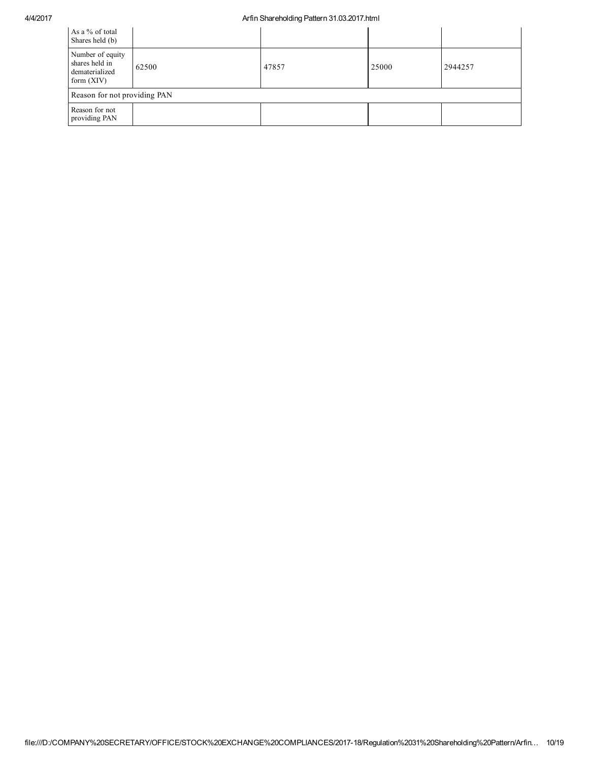| As a % of total Shares held (b) | | | | |
|---|---|---|---|---|
| Number of equity shares held in dematerialized form (XIV) | 62500 | 47857 | 25000 | 2944257 |
| Reason for not providing PAN | | | | |
| Reason for not providing PAN | | | | |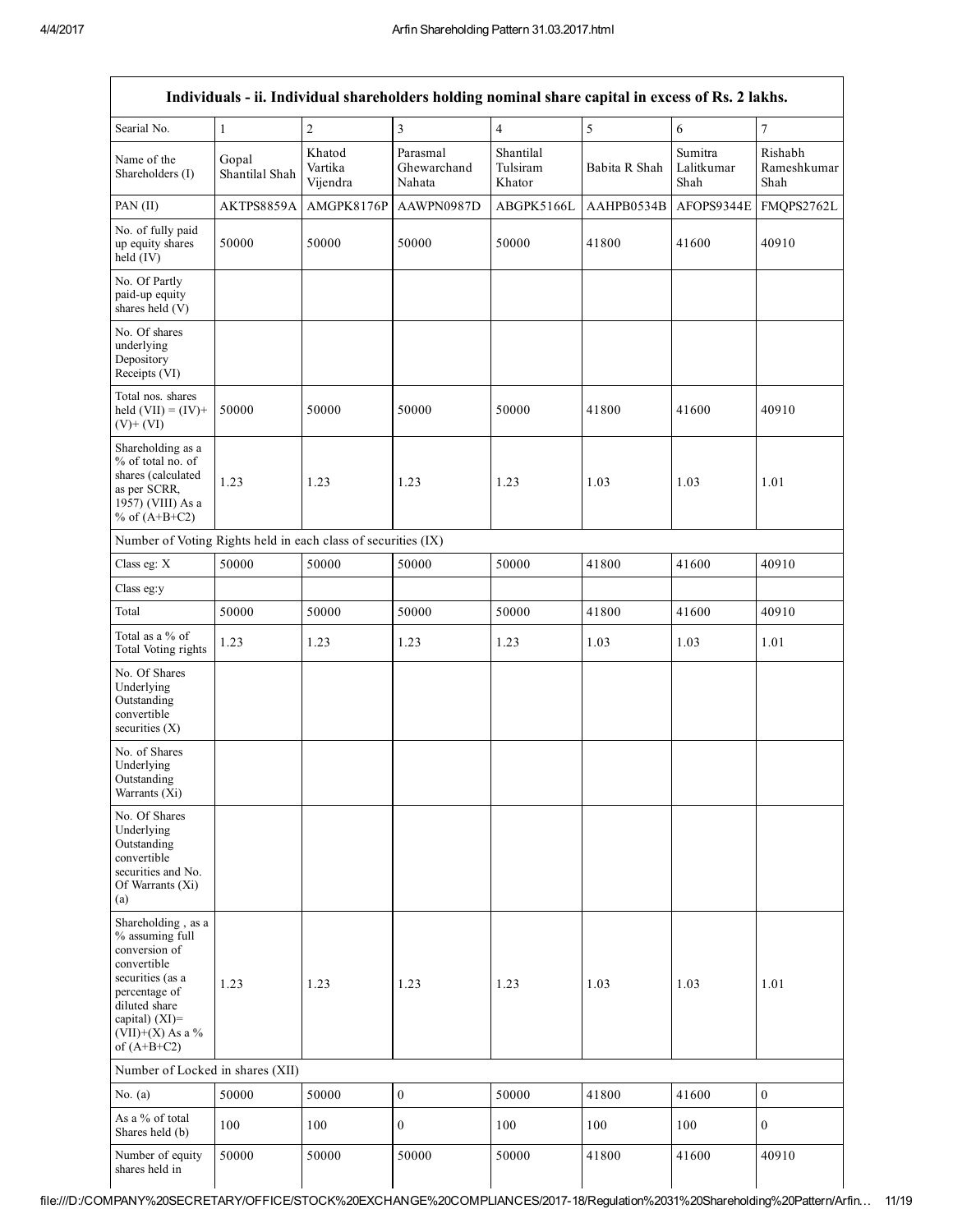| Individuals - ii. Individual shareholders holding nominal share capital in excess of Rs. 2 lakhs. | | | | | | | |
|---|---|---|---|---|---|---|---|
| Searial No. | 1 | 2 | 3 | 4 | 5 | 6 | 7 |
| Name of the Shareholders (I) | Gopal Shantilal Shah | Khatod Vartika Vijendra | Parasmal Ghewarchand Nahata | Shantilal Tulsiram Khator | Babita R Shah | Sumitra Lalitkumar Shah | Rishabh Rameshkumar Shah |
| PAN (II) | AKTPS8859A | AMGPK8176P | AAWPN0987D | ABGPK5166L | AAHPB0534B | AFOPS9344E | FMQPS2762L |
| No. of fully paid up equity shares held (IV) | 50000 | 50000 | 50000 | 50000 | 41800 | 41600 | 40910 |
| No. Of Partly paid-up equity shares held (V) | | | | | | | |
| No. Of shares underlying Depository Receipts (VI) | | | | | | | |
| Total nos. shares held (VII) = (IV)+ (V)+ (VI) | 50000 | 50000 | 50000 | 50000 | 41800 | 41600 | 40910 |
| Shareholding as a % of total no. of shares (calculated as per SCRR, 1957) (VIII) As a % of (A+B+C2) | 1.23 | 1.23 | 1.23 | 1.23 | 1.03 | 1.03 | 1.01 |
| Number of Voting Rights held in each class of securities (IX) | | | | | | | |
| Class eg: X | 50000 | 50000 | 50000 | 50000 | 41800 | 41600 | 40910 |
| Class eg:y | | | | | | | |
| Total | 50000 | 50000 | 50000 | 50000 | 41800 | 41600 | 40910 |
| Total as a % of Total Voting rights | 1.23 | 1.23 | 1.23 | 1.23 | 1.03 | 1.03 | 1.01 |
| No. Of Shares Underlying Outstanding convertible securities (X) | | | | | | | |
| No. of Shares Underlying Outstanding Warrants (Xi) | | | | | | | |
| No. Of Shares Underlying Outstanding convertible securities and No. Of Warrants (Xi) (a) | | | | | | | |
| Shareholding , as a % assuming full conversion of convertible securities (as a percentage of diluted share capital) (XI)= (VII)+(X) As a % of (A+B+C2) | 1.23 | 1.23 | 1.23 | 1.23 | 1.03 | 1.03 | 1.01 |
| Number of Locked in shares (XII) | | | | | | | |
| No. (a) | 50000 | 50000 | 0 | 50000 | 41800 | 41600 | 0 |
| As a % of total Shares held (b) | 100 | 100 | 0 | 100 | 100 | 100 | 0 |
| Number of equity shares held in | 50000 | 50000 | 50000 | 50000 | 41800 | 41600 | 40910 |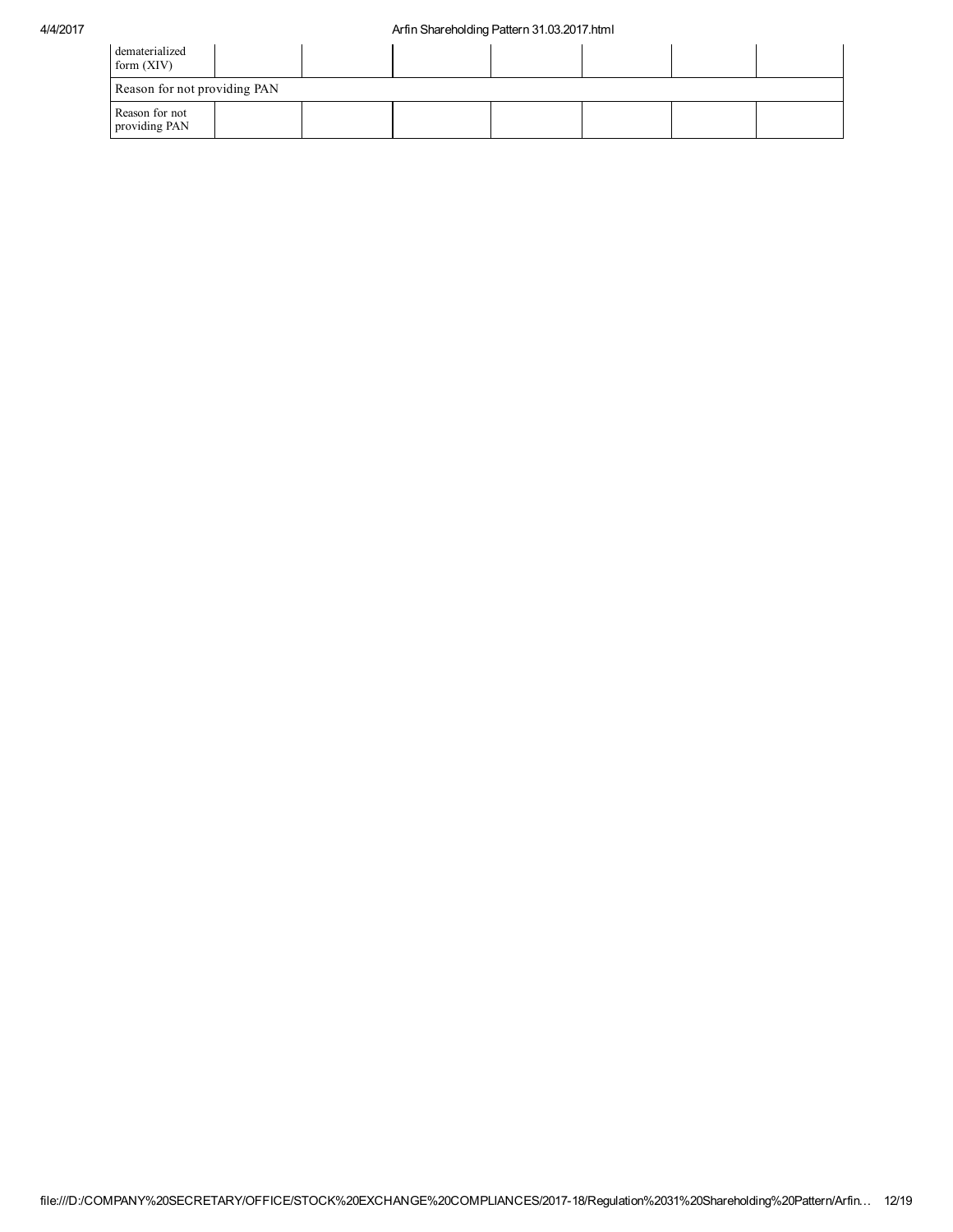| | | | | | | | |
|---|---|---|---|---|---|---|---|
| dematerialized form (XIV) | | | | | | | |
| Reason for not providing PAN | | | | | | | |
| Reason for not providing PAN | | | | | | | |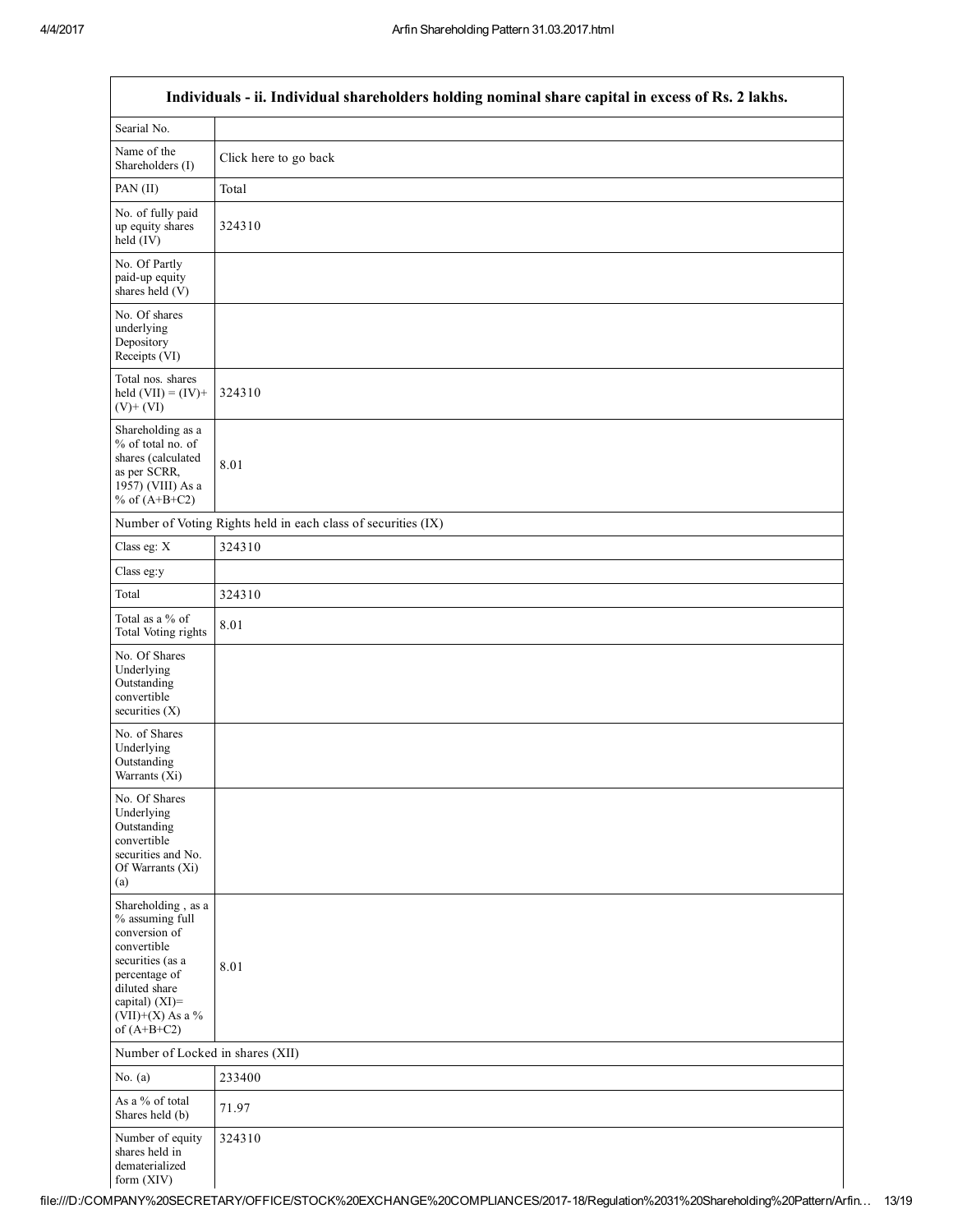| Individuals - ii. Individual shareholders holding nominal share capital in excess of Rs. 2 lakhs. | |
|---|---|
| Searial No. | |
| Name of the Shareholders (I) | Click here to go back |
| PAN (II) | Total |
| No. of fully paid up equity shares held (IV) | 324310 |
| No. Of Partly paid-up equity shares held (V) | |
| No. Of shares underlying Depository Receipts (VI) | |
| Total nos. shares held (VII) = (IV)+ (V)+ (VI) | 324310 |
| Shareholding as a % of total no. of shares (calculated as per SCRR, 1957) (VIII) As a % of (A+B+C2) | 8.01 |
| Number of Voting Rights held in each class of securities (IX) | |
| Class eg: X | 324310 |
| Class eg:y | |
| Total | 324310 |
| Total as a % of Total Voting rights | 8.01 |
| No. Of Shares Underlying Outstanding convertible securities (X) | |
| No. of Shares Underlying Outstanding Warrants (Xi) | |
| No. Of Shares Underlying Outstanding convertible securities and No. Of Warrants (Xi) (a) | |
| Shareholding , as a % assuming full conversion of convertible securities (as a percentage of diluted share capital) (XI)= (VII)+(X) As a % of (A+B+C2) | 8.01 |
| Number of Locked in shares (XII) | |
| No. (a) | 233400 |
| As a % of total Shares held (b) | 71.97 |
| Number of equity shares held in dematerialized form (XIV) | 324310 |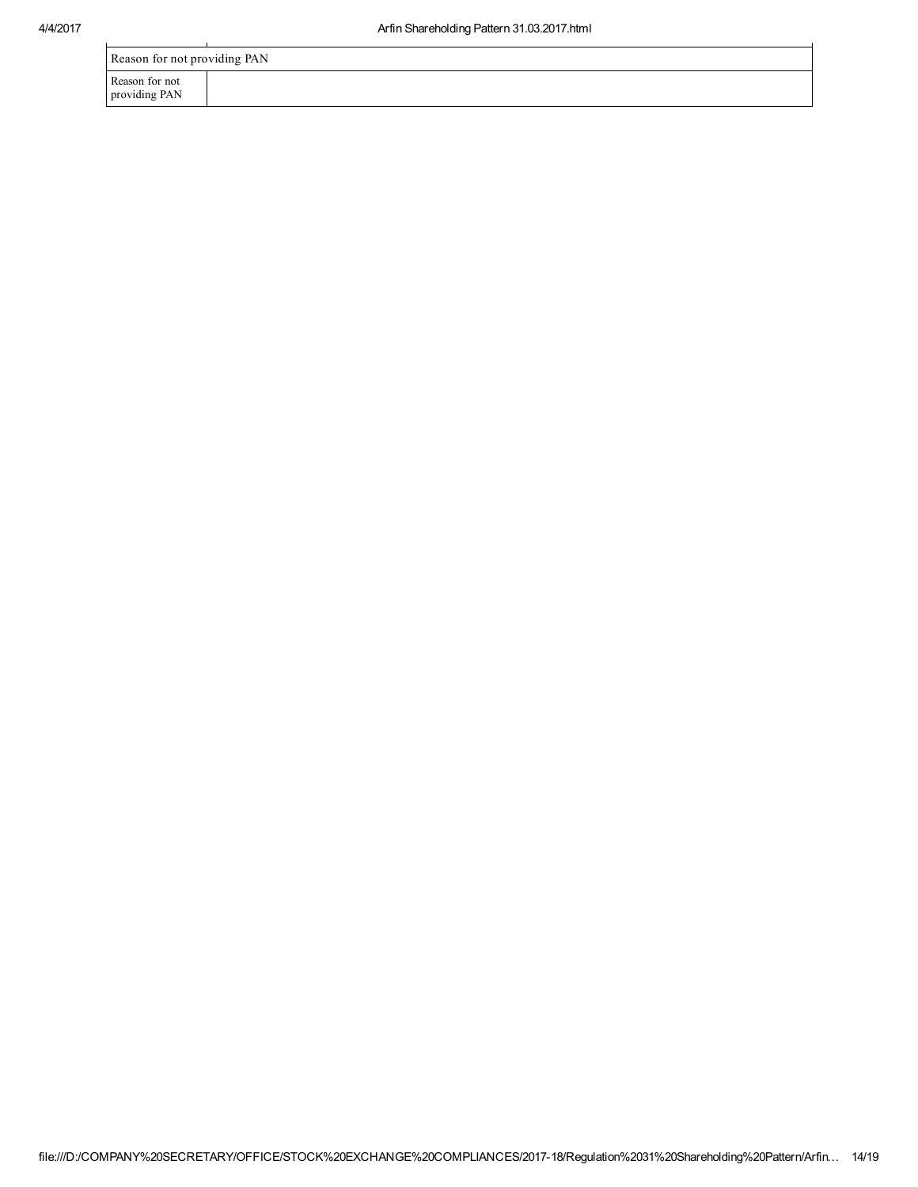| Reason for not providing PAN | |
|---|---|
| Reason for not providing PAN | |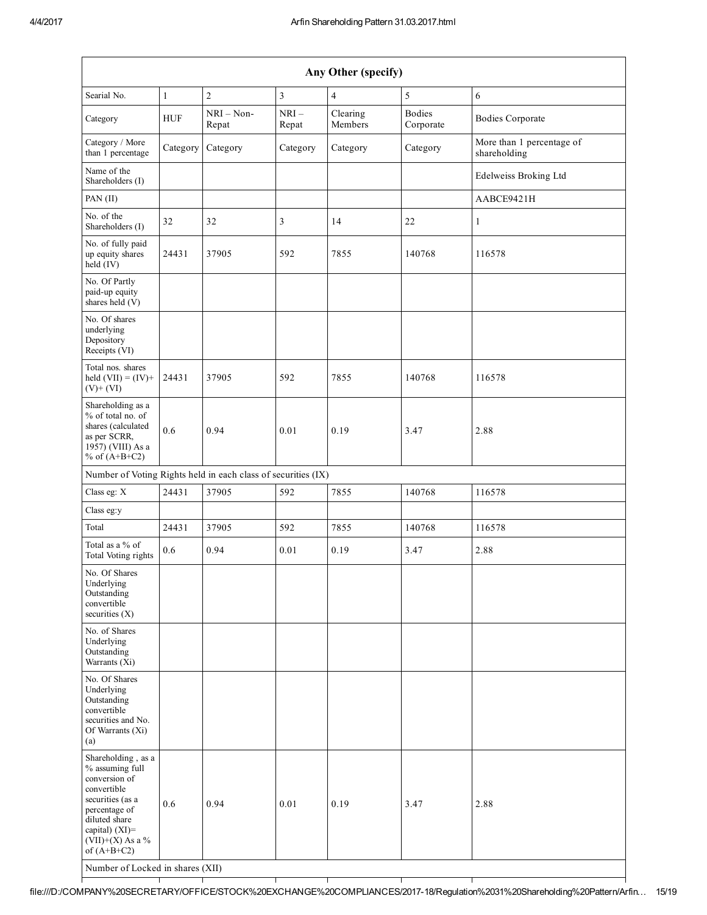| Any Other (specify) | | | | | | |
|---|---|---|---|---|---|---|
| Searial No. | 1 | 2 | 3 | 4 | 5 | 6 |
| Category | HUF | NRI – Non-Repat | NRI – Repat | Clearing Members | Bodies Corporate | Bodies Corporate |
| Category / More than 1 percentage | Category | Category | Category | Category | Category | More than 1 percentage of shareholding |
| Name of the Shareholders (I) | | | | | | Edelweiss Broking Ltd |
| PAN (II) | | | | | | AABCE9421H |
| No. of the Shareholders (I) | 32 | 32 | 3 | 14 | 22 | 1 |
| No. of fully paid up equity shares held (IV) | 24431 | 37905 | 592 | 7855 | 140768 | 116578 |
| No. Of Partly paid-up equity shares held (V) | | | | | | |
| No. Of shares underlying Depository Receipts (VI) | | | | | | |
| Total nos. shares held (VII) = (IV)+ (V)+ (VI) | 24431 | 37905 | 592 | 7855 | 140768 | 116578 |
| Shareholding as a % of total no. of shares (calculated as per SCRR, 1957) (VIII) As a % of (A+B+C2) | 0.6 | 0.94 | 0.01 | 0.19 | 3.47 | 2.88 |
| Number of Voting Rights held in each class of securities (IX) | | | | | | |
| Class eg: X | 24431 | 37905 | 592 | 7855 | 140768 | 116578 |
| Class eg:y | | | | | | |
| Total | 24431 | 37905 | 592 | 7855 | 140768 | 116578 |
| Total as a % of Total Voting rights | 0.6 | 0.94 | 0.01 | 0.19 | 3.47 | 2.88 |
| No. Of Shares Underlying Outstanding convertible securities (X) | | | | | | |
| No. of Shares Underlying Outstanding Warrants (Xi) | | | | | | |
| No. Of Shares Underlying Outstanding convertible securities and No. Of Warrants (Xi) (a) | | | | | | |
| Shareholding , as a % assuming full conversion of convertible securities (as a percentage of diluted share capital) (XI)= (VII)+(X) As a % of (A+B+C2) | 0.6 | 0.94 | 0.01 | 0.19 | 3.47 | 2.88 |
| Number of Locked in shares (XII) | | | | | | |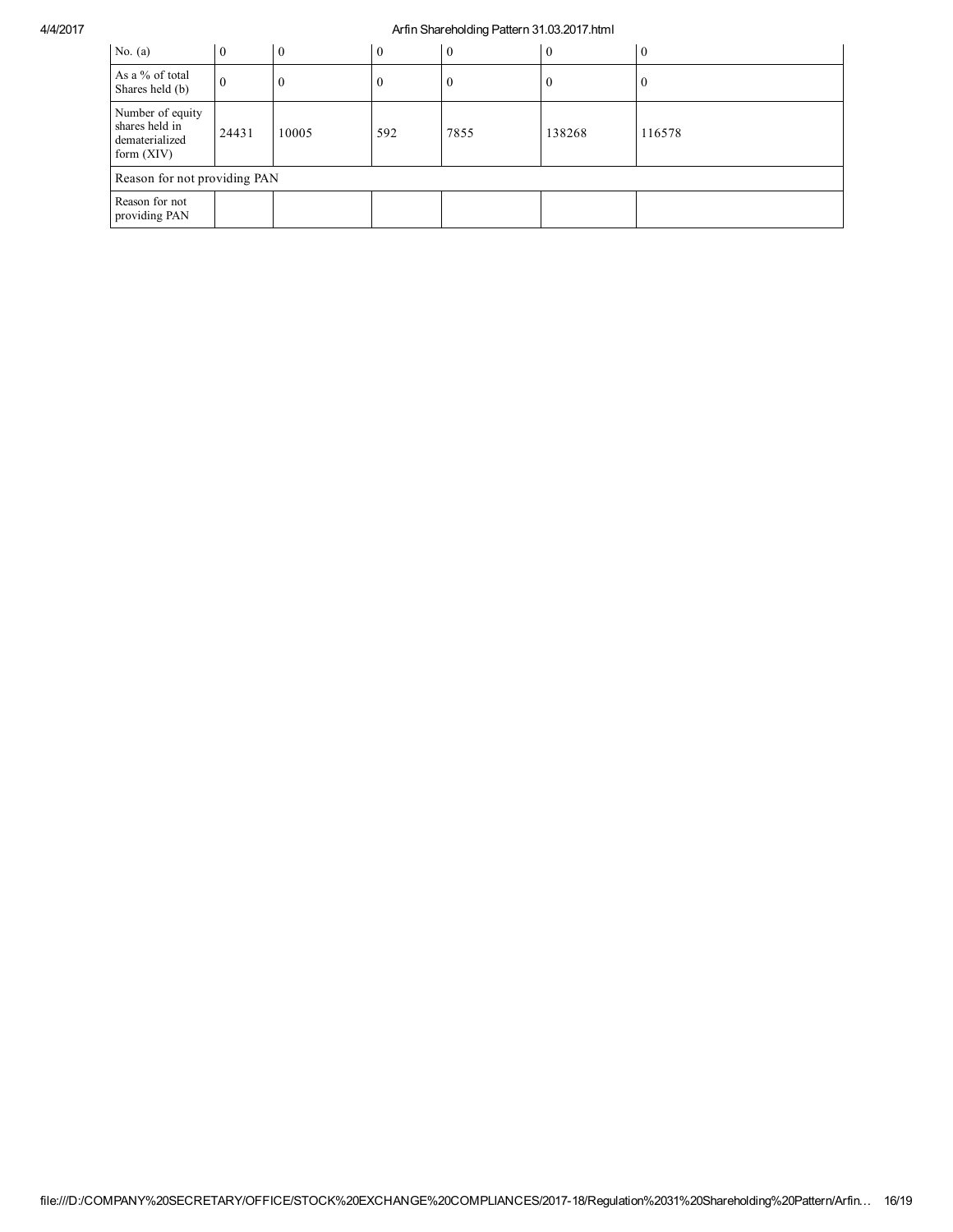| | | | | | | |
|---|---|---|---|---|---|---|
| No. (a) | 0 | 0 | 0 | 0 | 0 | 0 |
| As a % of total Shares held (b) | 0 | 0 | 0 | 0 | 0 | 0 |
| Number of equity shares held in dematerialized form (XIV) | 24431 | 10005 | 592 | 7855 | 138268 | 116578 |
| Reason for not providing PAN | | | | | | |
| Reason for not providing PAN | | | | | | |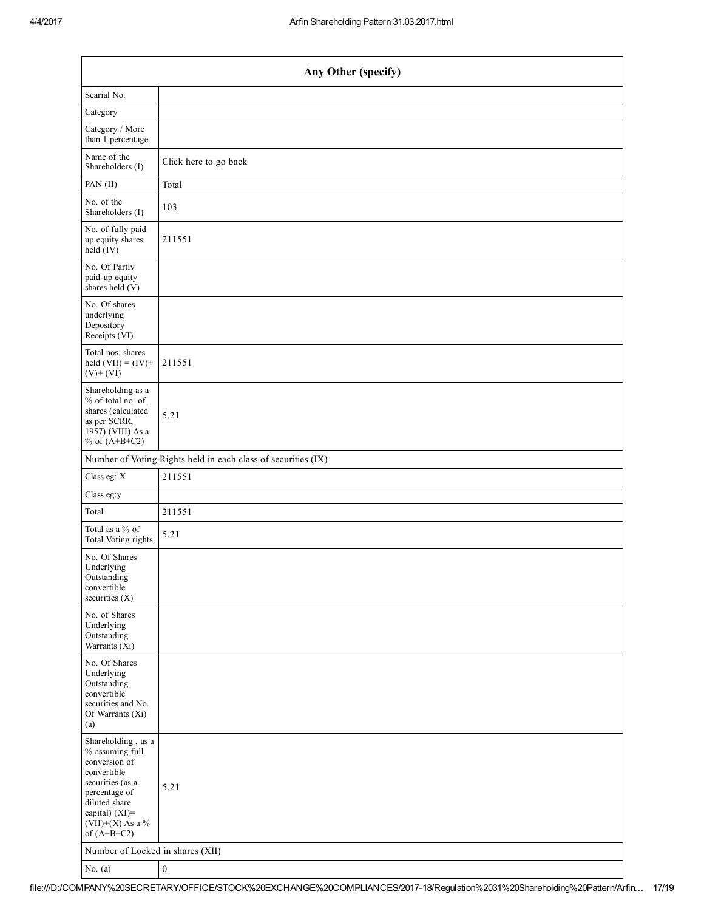| Any Other (specify) | |
|---|---|
| Searial No. | |
| Category | |
| Category / More than 1 percentage | |
| Name of the Shareholders (I) | Click here to go back |
| PAN (II) | Total |
| No. of the Shareholders (I) | 103 |
| No. of fully paid up equity shares held (IV) | 211551 |
| No. Of Partly paid-up equity shares held (V) | |
| No. Of shares underlying Depository Receipts (VI) | |
| Total nos. shares held (VII) = (IV)+ (V)+ (VI) | 211551 |
| Shareholding as a % of total no. of shares (calculated as per SCRR, 1957) (VIII) As a % of (A+B+C2) | 5.21 |
| Number of Voting Rights held in each class of securities (IX) | |
| Class eg: X | 211551 |
| Class eg:y | |
| Total | 211551 |
| Total as a % of Total Voting rights | 5.21 |
| No. Of Shares Underlying Outstanding convertible securities (X) | |
| No. of Shares Underlying Outstanding Warrants (Xi) | |
| No. Of Shares Underlying Outstanding convertible securities and No. Of Warrants (Xi) (a) | |
| Shareholding , as a % assuming full conversion of convertible securities (as a percentage of diluted share capital) (XI)= (VII)+(X) As a % of (A+B+C2) | 5.21 |
| Number of Locked in shares (XII) | |
| No. (a) | 0 |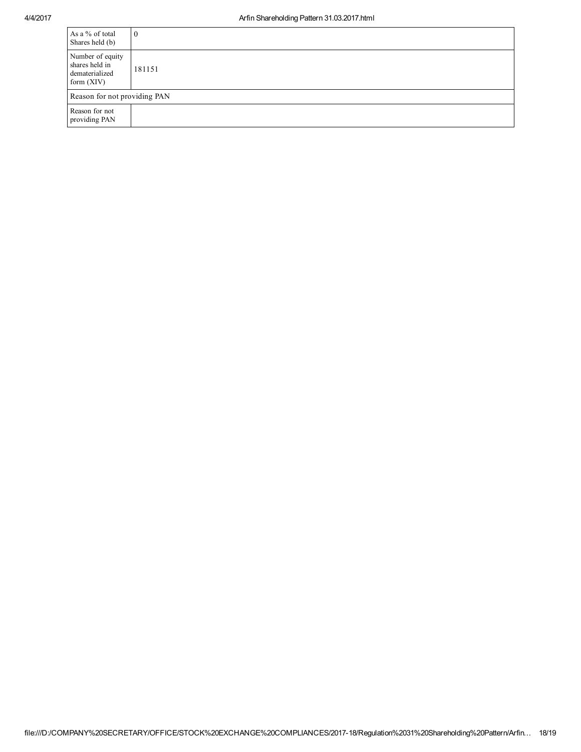| | |
|---|---|
| As a % of total Shares held (b) | 0 |
| Number of equity shares held in dematerialized form (XIV) | 181151 |
| Reason for not providing PAN | |
| Reason for not providing PAN | |